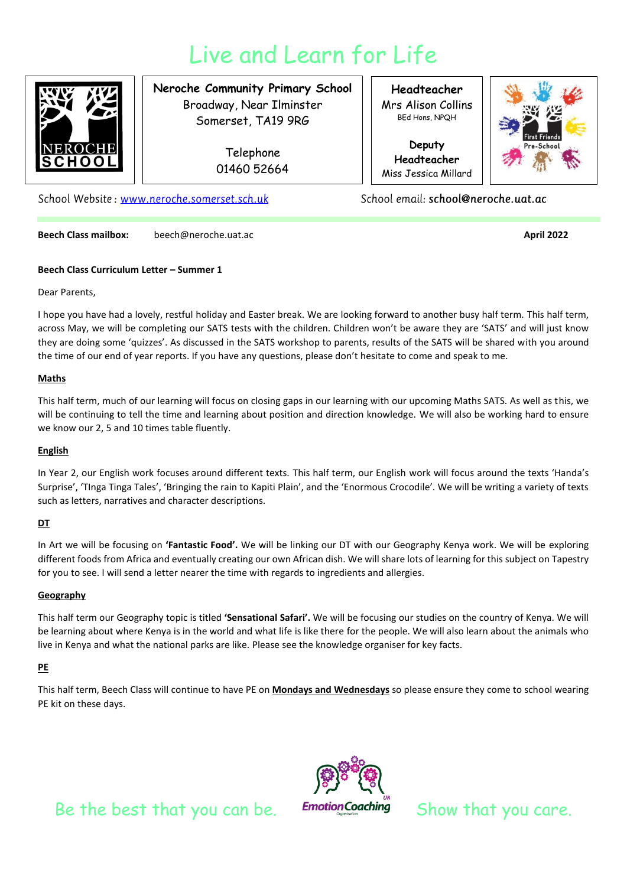# Live and Learn for Life

**Neroche Community Primary School**
Broadway, Near Ilminster
Somerset, TA19 9RG

Telephone
01460 52664

**Headteacher**
Mrs Alison Collins
BEd Hons, NPQH

**Deputy Headteacher**
Miss Jessica Millard

School Website : www.neroche.somerset.sch.uk

School email: **school@neroche.uat.ac**

**Beech Class mailbox:** beech@neroche.uat.ac **April 2022**

**Beech Class Curriculum Letter – Summer 1**

Dear Parents,

I hope you have had a lovely, restful holiday and Easter break. We are looking forward to another busy half term. This half term, across May, we will be completing our SATS tests with the children. Children won't be aware they are 'SATS' and will just know they are doing some 'quizzes'. As discussed in the SATS workshop to parents, results of the SATS will be shared with you around the time of our end of year reports. If you have any questions, please don't hesitate to come and speak to me.

## Maths

This half term, much of our learning will focus on closing gaps in our learning with our upcoming Maths SATS. As well as this, we will be continuing to tell the time and learning about position and direction knowledge. We will also be working hard to ensure we know our 2, 5 and 10 times table fluently.

## English

In Year 2, our English work focuses around different texts. This half term, our English work will focus around the texts 'Handa's Surprise', 'TInga Tinga Tales', 'Bringing the rain to Kapiti Plain', and the 'Enormous Crocodile'. We will be writing a variety of texts such as letters, narratives and character descriptions.

## DT

In Art we will be focusing on **'Fantastic Food'.** We will be linking our DT with our Geography Kenya work. We will be exploring different foods from Africa and eventually creating our own African dish. We will share lots of learning for this subject on Tapestry for you to see. I will send a letter nearer the time with regards to ingredients and allergies.

## Geography

This half term our Geography topic is titled **'Sensational Safari'.** We will be focusing our studies on the country of Kenya. We will be learning about where Kenya is in the world and what life is like there for the people. We will also learn about the animals who live in Kenya and what the national parks are like. Please see the knowledge organiser for key facts.

## PE

This half term, Beech Class will continue to have PE on **Mondays and Wednesdays** so please ensure they come to school wearing PE kit on these days.

Be the best that you can be. Show that you care.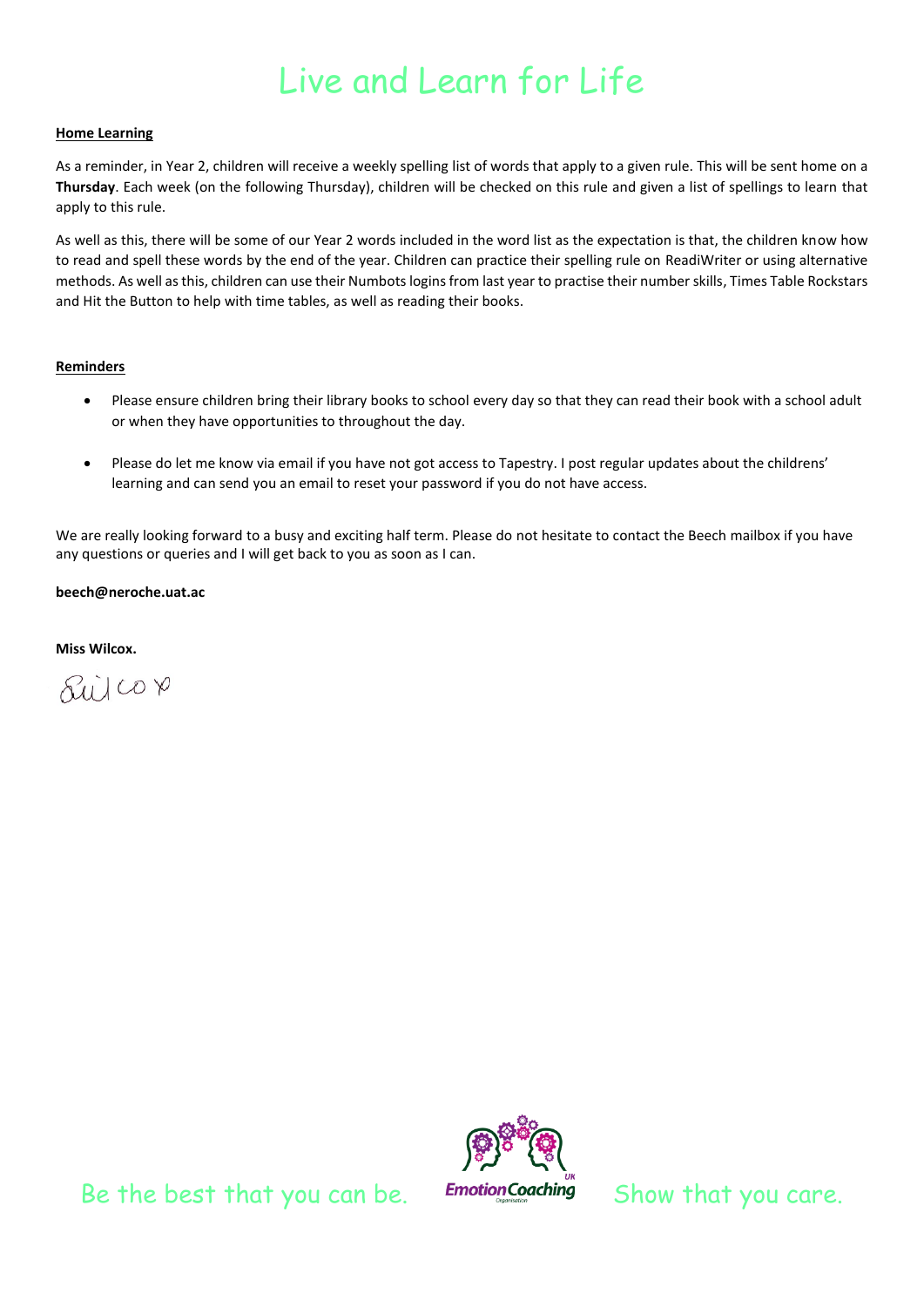# Live and Learn for Life

**Home Learning**

As a reminder, in Year 2, children will receive a weekly spelling list of words that apply to a given rule. This will be sent home on a **Thursday**. Each week (on the following Thursday), children will be checked on this rule and given a list of spellings to learn that apply to this rule.

As well as this, there will be some of our Year 2 words included in the word list as the expectation is that, the children know how to read and spell these words by the end of the year. Children can practice their spelling rule on ReadiWriter or using alternative methods. As well as this, children can use their Numbots logins from last year to practise their number skills, Times Table Rockstars and Hit the Button to help with time tables, as well as reading their books.

**Reminders**

- Please ensure children bring their library books to school every day so that they can read their book with a school adult or when they have opportunities to throughout the day.
- Please do let me know via email if you have not got access to Tapestry. I post regular updates about the childrens' learning and can send you an email to reset your password if you do not have access.

We are really looking forward to a busy and exciting half term. Please do not hesitate to contact the Beech mailbox if you have any questions or queries and I will get back to you as soon as I can.

**beech@neroche.uat.ac**

**Miss Wilcox.**

Swilcox

Be the best that you can be. Show that you care.